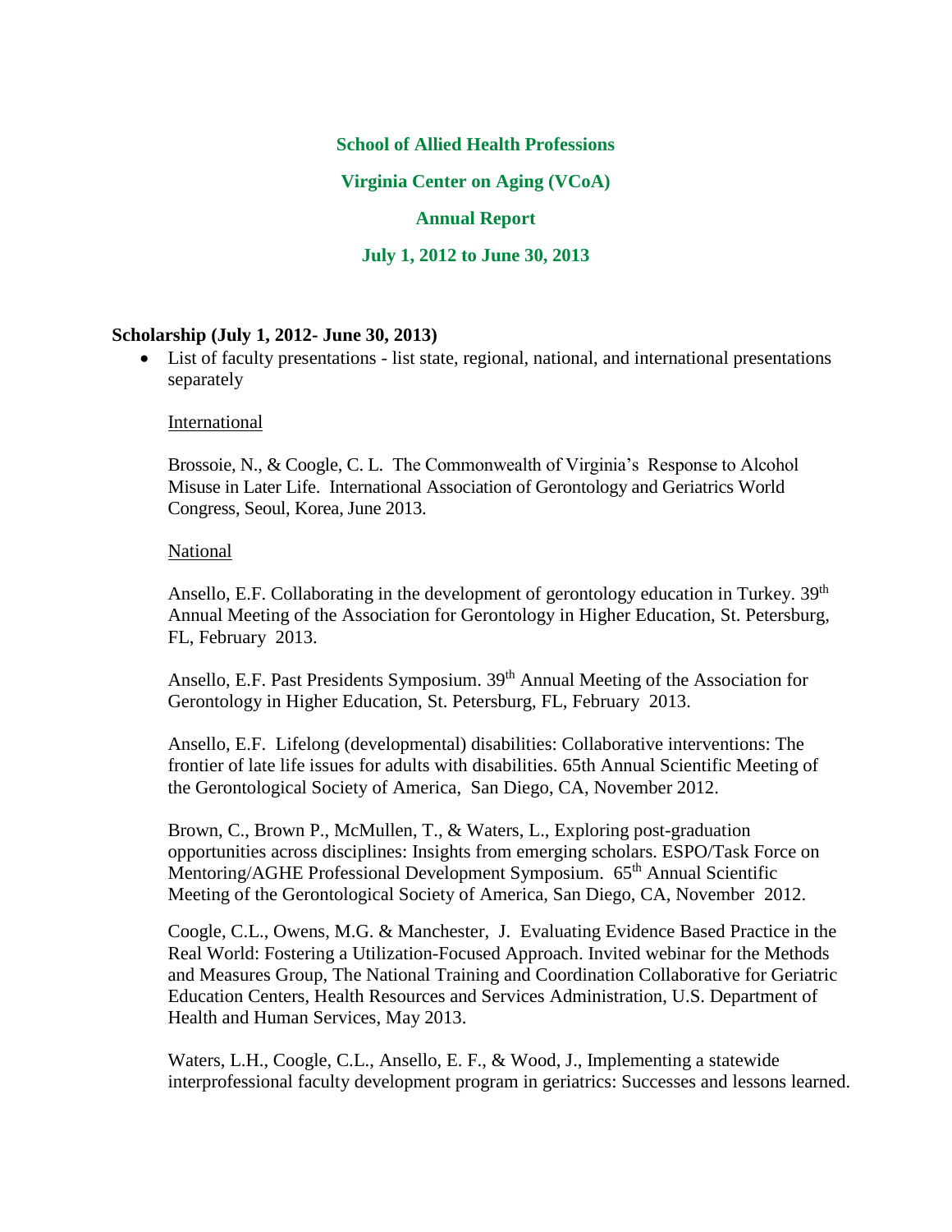# School of Allied Health Professions

## Virginia Center on Aging (VCoA)

## Annual Report

## July 1, 2012 to June 30, 2013

**Scholarship (July 1, 2012- June 30, 2013)**

- List of faculty presentations - list state, regional, national, and international presentations separately

International

Brossoie, N., & Coogle, C. L. The Commonwealth of Virginia's Response to Alcohol Misuse in Later Life. International Association of Gerontology and Geriatrics World Congress, Seoul, Korea, June 2013.

National

Ansello, E.F. Collaborating in the development of gerontology education in Turkey. 39th Annual Meeting of the Association for Gerontology in Higher Education, St. Petersburg, FL, February 2013.

Ansello, E.F. Past Presidents Symposium. 39th Annual Meeting of the Association for Gerontology in Higher Education, St. Petersburg, FL, February 2013.

Ansello, E.F. Lifelong (developmental) disabilities: Collaborative interventions: The frontier of late life issues for adults with disabilities. 65th Annual Scientific Meeting of the Gerontological Society of America, San Diego, CA, November 2012.

Brown, C., Brown P., McMullen, T., & Waters, L., Exploring post-graduation opportunities across disciplines: Insights from emerging scholars. ESPO/Task Force on Mentoring/AGHE Professional Development Symposium. 65th Annual Scientific Meeting of the Gerontological Society of America, San Diego, CA, November 2012.

Coogle, C.L., Owens, M.G. & Manchester, J. Evaluating Evidence Based Practice in the Real World: Fostering a Utilization-Focused Approach. Invited webinar for the Methods and Measures Group, The National Training and Coordination Collaborative for Geriatric Education Centers, Health Resources and Services Administration, U.S. Department of Health and Human Services, May 2013.

Waters, L.H., Coogle, C.L., Ansello, E. F., & Wood, J., Implementing a statewide interprofessional faculty development program in geriatrics: Successes and lessons learned.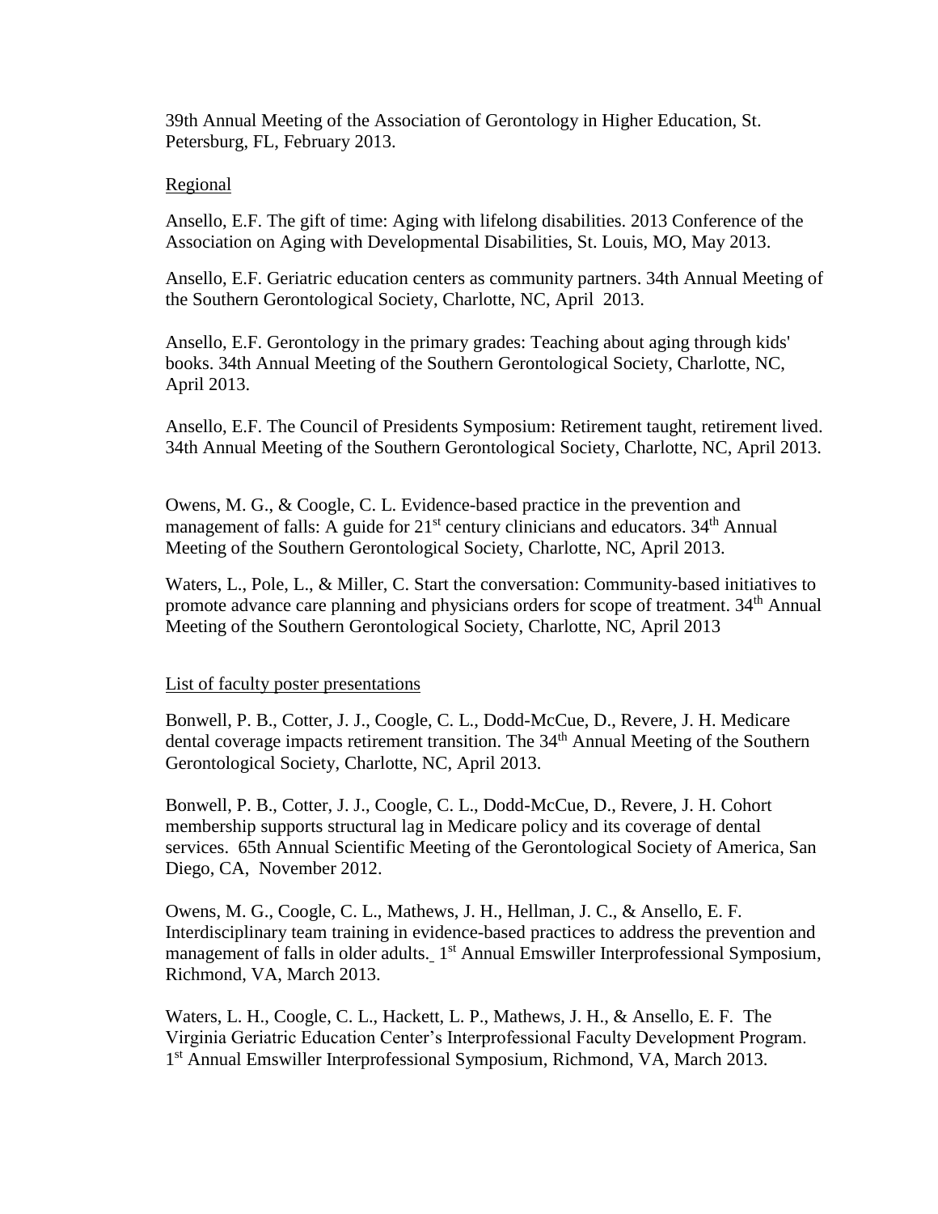39th Annual Meeting of the Association of Gerontology in Higher Education, St. Petersburg, FL, February 2013.

Regional

Ansello, E.F. The gift of time: Aging with lifelong disabilities. 2013 Conference of the Association on Aging with Developmental Disabilities, St. Louis, MO, May 2013.

Ansello, E.F. Geriatric education centers as community partners. 34th Annual Meeting of the Southern Gerontological Society, Charlotte, NC, April 2013.

Ansello, E.F. Gerontology in the primary grades: Teaching about aging through kids' books. 34th Annual Meeting of the Southern Gerontological Society, Charlotte, NC, April 2013.

Ansello, E.F. The Council of Presidents Symposium: Retirement taught, retirement lived. 34th Annual Meeting of the Southern Gerontological Society, Charlotte, NC, April 2013.

Owens, M. G., & Coogle, C. L. Evidence-based practice in the prevention and management of falls: A guide for 21st century clinicians and educators. 34th Annual Meeting of the Southern Gerontological Society, Charlotte, NC, April 2013.

Waters, L., Pole, L., & Miller, C. Start the conversation: Community-based initiatives to promote advance care planning and physicians orders for scope of treatment. 34th Annual Meeting of the Southern Gerontological Society, Charlotte, NC, April 2013

List of faculty poster presentations

Bonwell, P. B., Cotter, J. J., Coogle, C. L., Dodd-McCue, D., Revere, J. H. Medicare dental coverage impacts retirement transition. The 34th Annual Meeting of the Southern Gerontological Society, Charlotte, NC, April 2013.

Bonwell, P. B., Cotter, J. J., Coogle, C. L., Dodd-McCue, D., Revere, J. H. Cohort membership supports structural lag in Medicare policy and its coverage of dental services. 65th Annual Scientific Meeting of the Gerontological Society of America, San Diego, CA, November 2012.

Owens, M. G., Coogle, C. L., Mathews, J. H., Hellman, J. C., & Ansello, E. F. Interdisciplinary team training in evidence-based practices to address the prevention and management of falls in older adults. 1st Annual Emswiller Interprofessional Symposium, Richmond, VA, March 2013.

Waters, L. H., Coogle, C. L., Hackett, L. P., Mathews, J. H., & Ansello, E. F. The Virginia Geriatric Education Center's Interprofessional Faculty Development Program. 1st Annual Emswiller Interprofessional Symposium, Richmond, VA, March 2013.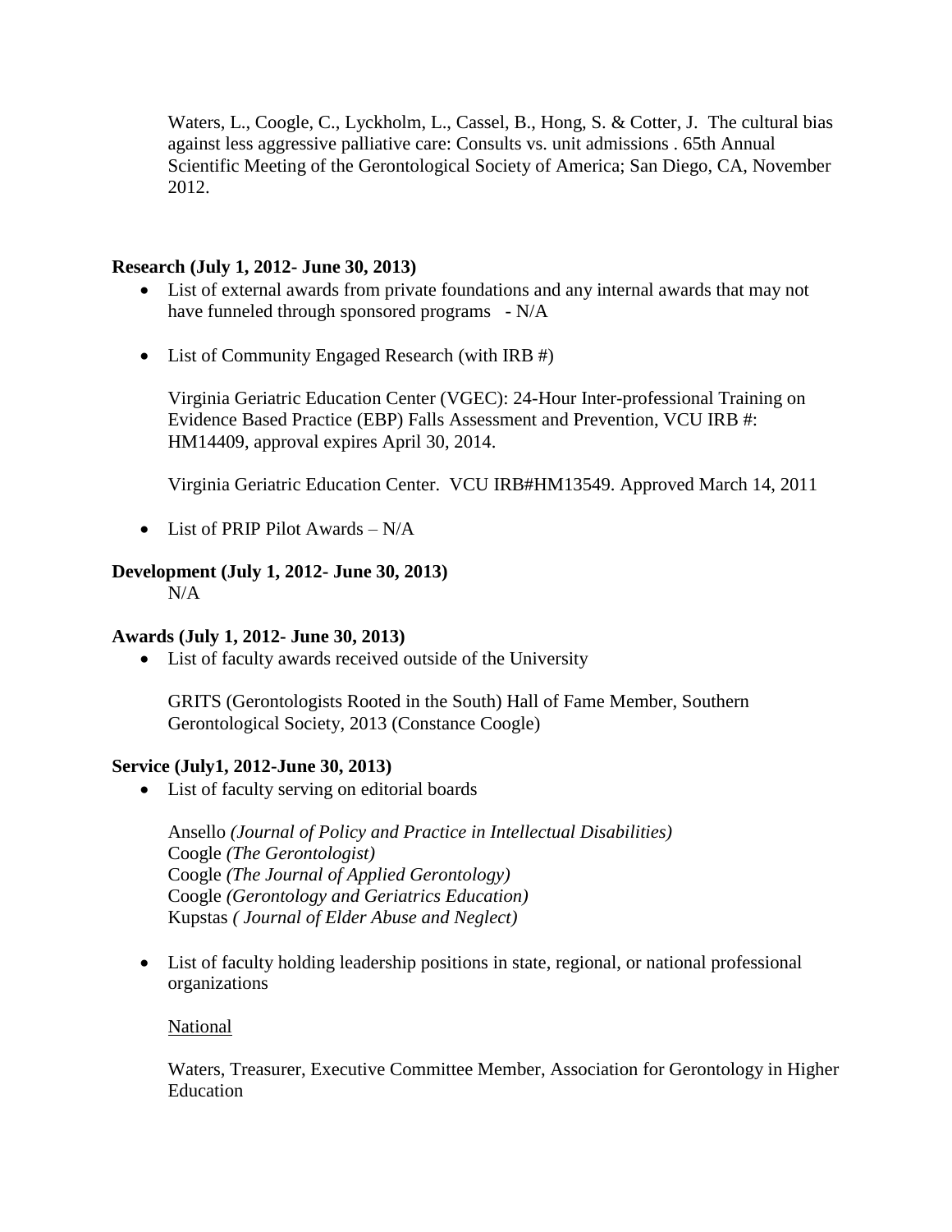Waters, L., Coogle, C., Lyckholm, L., Cassel, B., Hong, S. & Cotter, J. The cultural bias against less aggressive palliative care: Consults vs. unit admissions . 65th Annual Scientific Meeting of the Gerontological Society of America; San Diego, CA, November 2012.

**Research (July 1, 2012- June 30, 2013)**

- List of external awards from private foundations and any internal awards that may not have funneled through sponsored programs - N/A

- List of Community Engaged Research (with IRB #)

  Virginia Geriatric Education Center (VGEC): 24-Hour Inter-professional Training on Evidence Based Practice (EBP) Falls Assessment and Prevention, VCU IRB #: HM14409, approval expires April 30, 2014.

  Virginia Geriatric Education Center. VCU IRB#HM13549. Approved March 14, 2011

- List of PRIP Pilot Awards – N/A

**Development (July 1, 2012- June 30, 2013)**

N/A

**Awards (July 1, 2012- June 30, 2013)**

- List of faculty awards received outside of the University

  GRITS (Gerontologists Rooted in the South) Hall of Fame Member, Southern Gerontological Society, 2013 (Constance Coogle)

**Service (July1, 2012-June 30, 2013)**

- List of faculty serving on editorial boards

  Ansello *(Journal of Policy and Practice in Intellectual Disabilities)*
  Coogle *(The Gerontologist)*
  Coogle *(The Journal of Applied Gerontology)*
  Coogle *(Gerontology and Geriatrics Education)*
  Kupstas *( Journal of Elder Abuse and Neglect)*

- List of faculty holding leadership positions in state, regional, or national professional organizations

  National

  Waters, Treasurer, Executive Committee Member, Association for Gerontology in Higher Education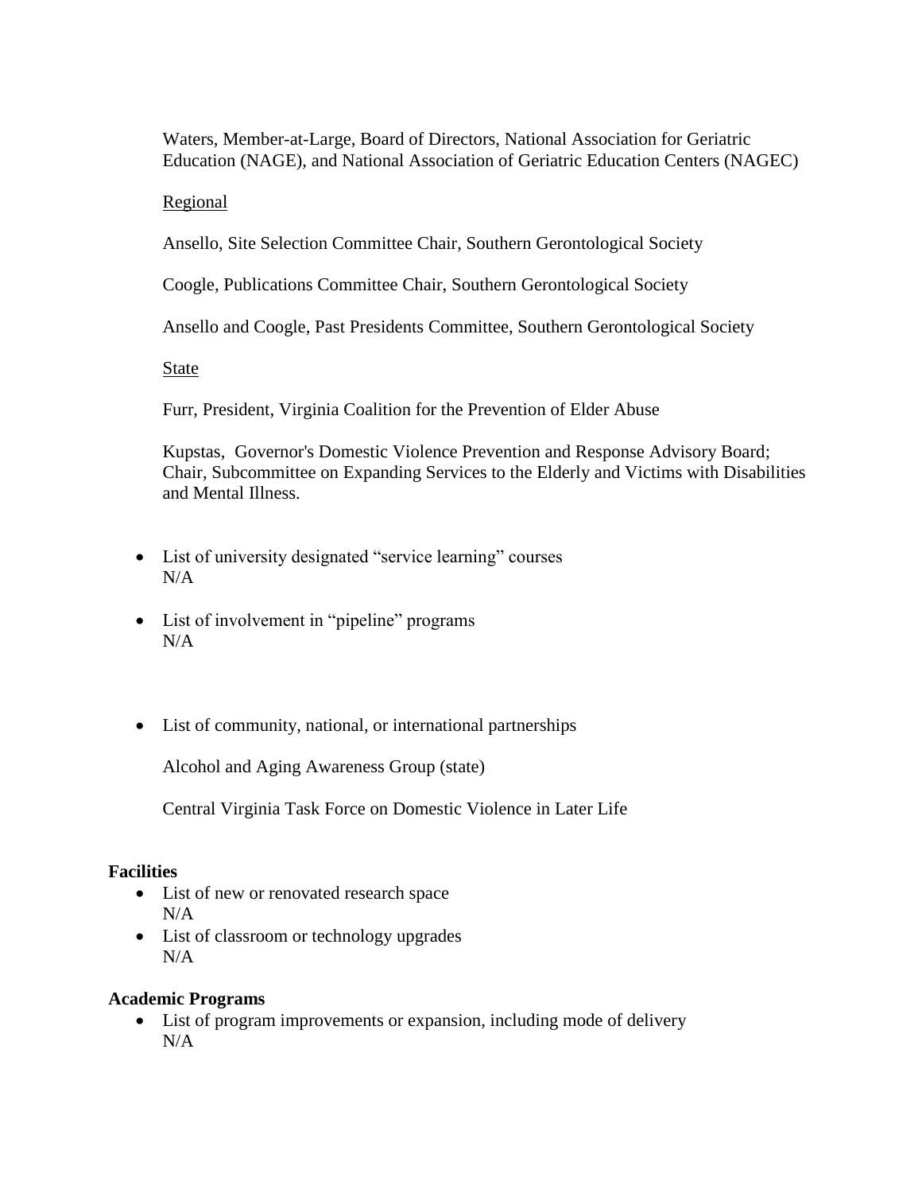Waters, Member-at-Large, Board of Directors, National Association for Geriatric Education (NAGE), and National Association of Geriatric Education Centers (NAGEC)

<u>Regional</u>

Ansello, Site Selection Committee Chair, Southern Gerontological Society

Coogle, Publications Committee Chair, Southern Gerontological Society

Ansello and Coogle, Past Presidents Committee, Southern Gerontological Society

<u>State</u>

Furr, President, Virginia Coalition for the Prevention of Elder Abuse

Kupstas, Governor's Domestic Violence Prevention and Response Advisory Board; Chair, Subcommittee on Expanding Services to the Elderly and Victims with Disabilities and Mental Illness.

- List of university designated "service learning" courses
  N/A

- List of involvement in "pipeline" programs
  N/A

- List of community, national, or international partnerships

  Alcohol and Aging Awareness Group (state)

  Central Virginia Task Force on Domestic Violence in Later Life

**Facilities**

- List of new or renovated research space
  N/A
- List of classroom or technology upgrades
  N/A

**Academic Programs**

- List of program improvements or expansion, including mode of delivery
  N/A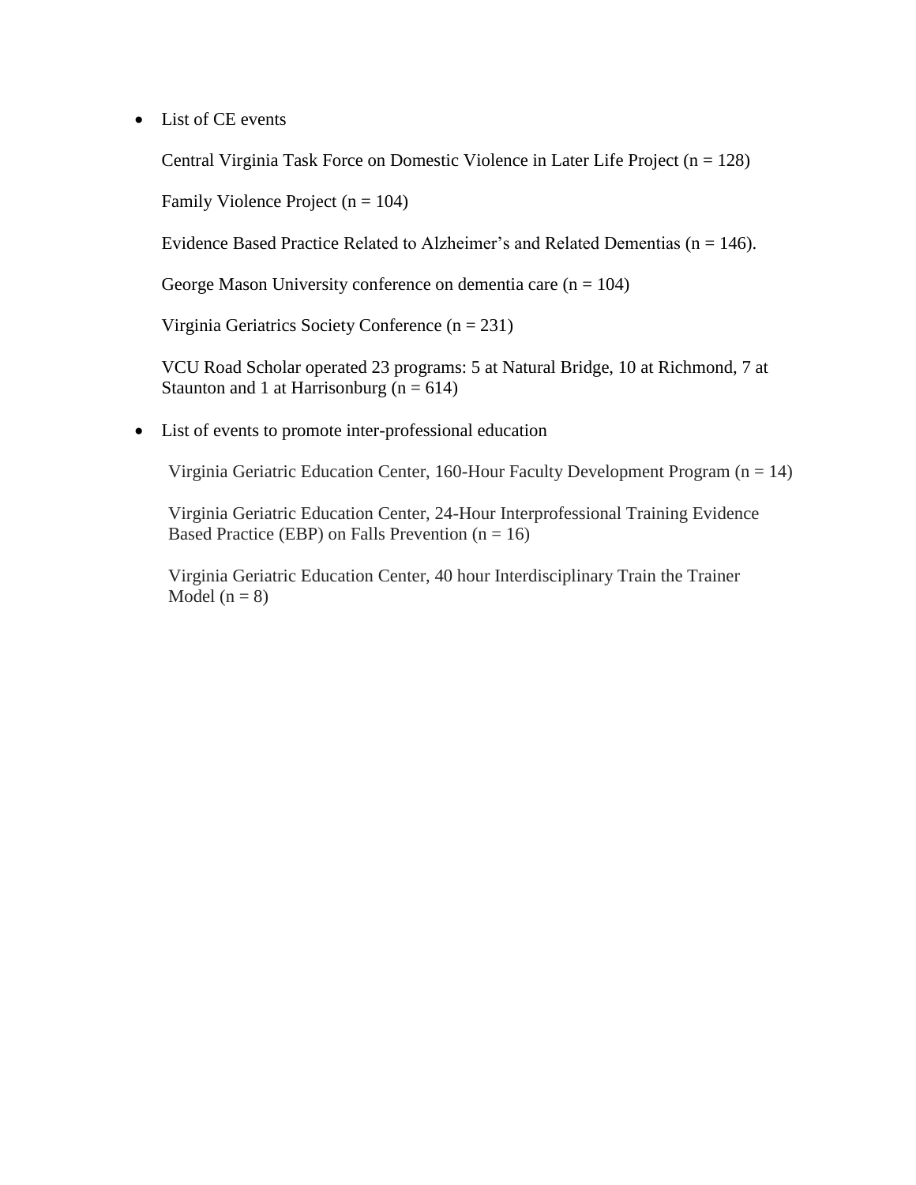- List of CE events

  Central Virginia Task Force on Domestic Violence in Later Life Project (n = 128)

  Family Violence Project (n = 104)

  Evidence Based Practice Related to Alzheimer's and Related Dementias (n = 146).

  George Mason University conference on dementia care (n = 104)

  Virginia Geriatrics Society Conference (n = 231)

  VCU Road Scholar operated 23 programs: 5 at Natural Bridge, 10 at Richmond, 7 at Staunton and 1 at Harrisonburg (n = 614)

- List of events to promote inter-professional education

  Virginia Geriatric Education Center, 160-Hour Faculty Development Program (n = 14)

  Virginia Geriatric Education Center, 24-Hour Interprofessional Training Evidence Based Practice (EBP) on Falls Prevention (n = 16)

  Virginia Geriatric Education Center, 40 hour Interdisciplinary Train the Trainer Model (n = 8)